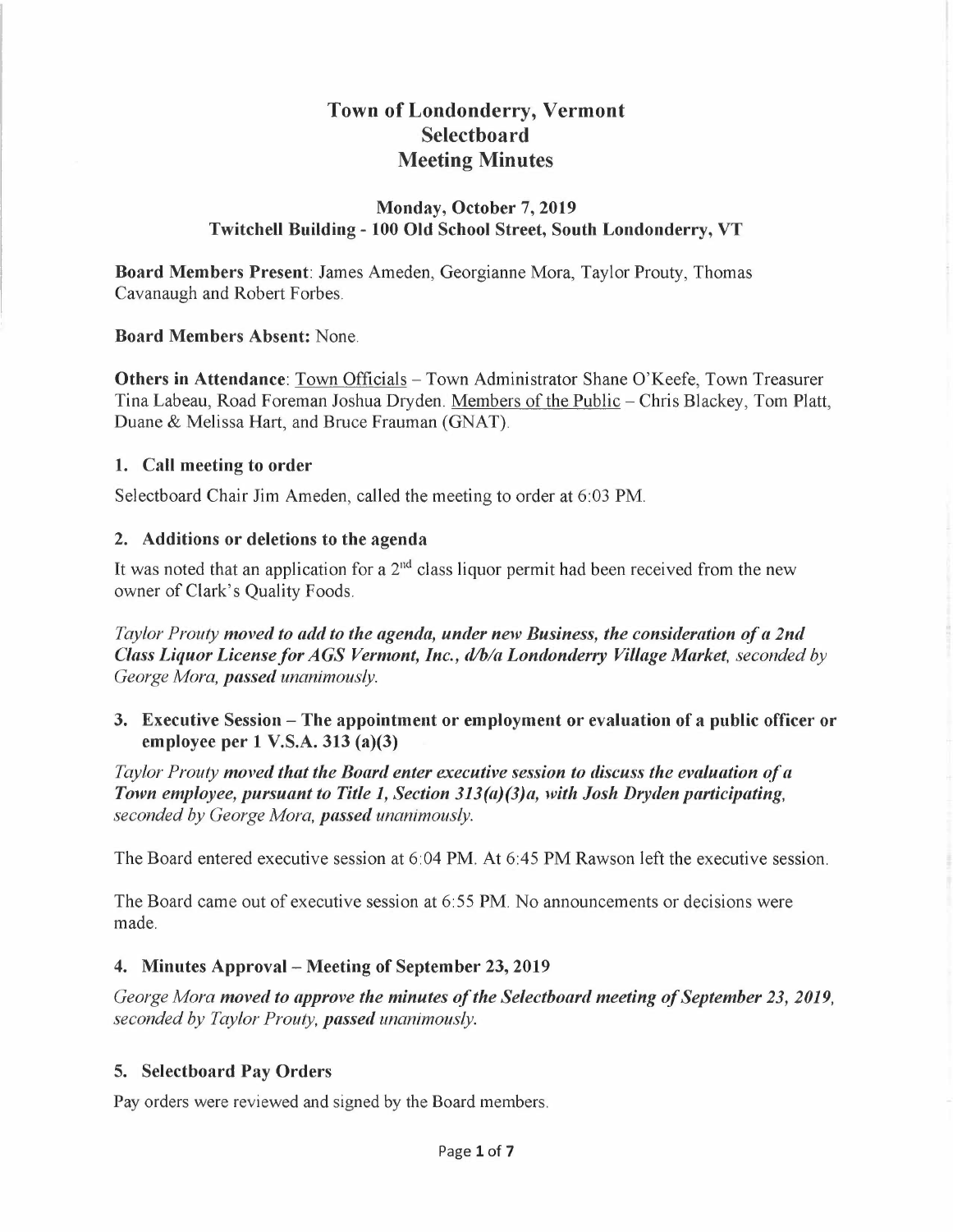# Town of Londonderry, Vermont
# Selectboard
# Meeting Minutes

### Monday, October 7, 2019
### Twitchell Building - 100 Old School Street, South Londonderry, VT

**Board Members Present**: James Ameden, Georgianne Mora, Taylor Prouty, Thomas Cavanaugh and Robert Forbes.

**Board Members Absent:** None.

**Others in Attendance**: Town Officials – Town Administrator Shane O'Keefe, Town Treasurer Tina Labeau, Road Foreman Joshua Dryden. Members of the Public – Chris Blackey, Tom Platt, Duane & Melissa Hart, and Bruce Frauman (GNAT).

### 1. Call meeting to order

Selectboard Chair Jim Ameden, called the meeting to order at 6:03 PM.

### 2. Additions or deletions to the agenda

It was noted that an application for a 2nd class liquor permit had been received from the new owner of Clark's Quality Foods.

*Taylor Prouty* ***moved to add to the agenda, under new Business, the consideration of a 2nd Class Liquor License for AGS Vermont, Inc., d/b/a Londonderry Village Market,*** *seconded by George Mora,* ***passed*** *unanimously.*

### 3. Executive Session – The appointment or employment or evaluation of a public officer or employee per 1 V.S.A. 313 (a)(3)

*Taylor Prouty* ***moved that the Board enter executive session to discuss the evaluation of a Town employee, pursuant to Title 1, Section 313(a)(3)a, with Josh Dryden participating,*** *seconded by George Mora,* ***passed*** *unanimously.*

The Board entered executive session at 6:04 PM. At 6:45 PM Rawson left the executive session.

The Board came out of executive session at 6:55 PM. No announcements or decisions were made.

### 4. Minutes Approval – Meeting of September 23, 2019

*George Mora* ***moved to approve the minutes of the Selectboard meeting of September 23, 2019,*** *seconded by Taylor Prouty,* ***passed*** *unanimously.*

### 5. Selectboard Pay Orders

Pay orders were reviewed and signed by the Board members.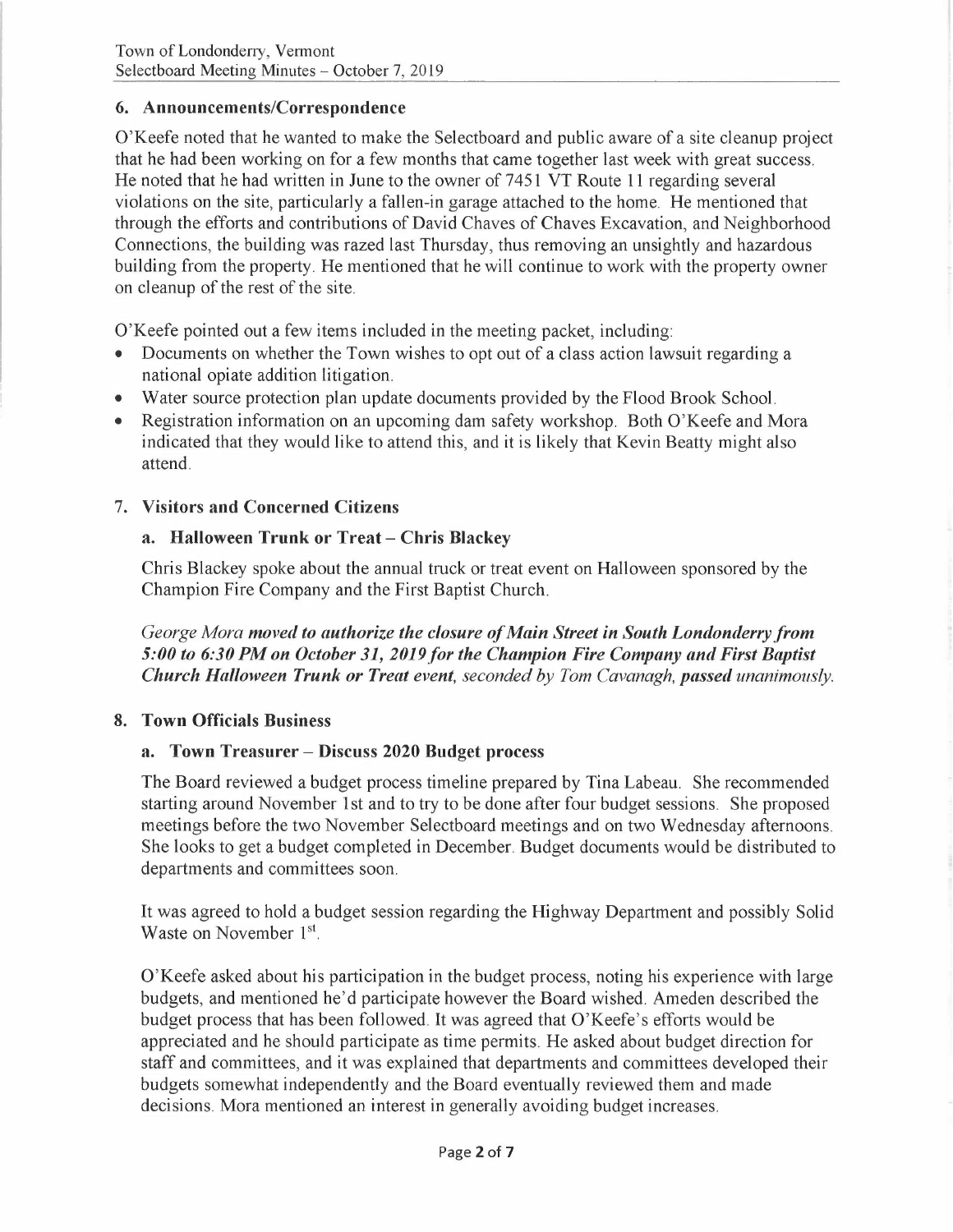## 6. Announcements/Correspondence

O'Keefe noted that he wanted to make the Selectboard and public aware of a site cleanup project that he had been working on for a few months that came together last week with great success. He noted that he had written in June to the owner of 7451 VT Route 11 regarding several violations on the site, particularly a fallen-in garage attached to the home. He mentioned that through the efforts and contributions of David Chaves of Chaves Excavation, and Neighborhood Connections, the building was razed last Thursday, thus removing an unsightly and hazardous building from the property. He mentioned that he will continue to work with the property owner on cleanup of the rest of the site.

O'Keefe pointed out a few items included in the meeting packet, including:

- Documents on whether the Town wishes to opt out of a class action lawsuit regarding a national opiate addition litigation.
- Water source protection plan update documents provided by the Flood Brook School.
- Registration information on an upcoming dam safety workshop. Both O'Keefe and Mora indicated that they would like to attend this, and it is likely that Kevin Beatty might also attend.

## 7. Visitors and Concerned Citizens

### a. Halloween Trunk or Treat – Chris Blackey

Chris Blackey spoke about the annual truck or treat event on Halloween sponsored by the Champion Fire Company and the First Baptist Church.

*George Mora* ***moved to authorize the closure of Main Street in South Londonderry from 5:00 to 6:30 PM on October 31, 2019 for the Champion Fire Company and First Baptist Church Halloween Trunk or Treat event****, seconded by Tom Cavanagh,* ***passed*** *unanimously.*

## 8. Town Officials Business

### a. Town Treasurer – Discuss 2020 Budget process

The Board reviewed a budget process timeline prepared by Tina Labeau. She recommended starting around November 1st and to try to be done after four budget sessions. She proposed meetings before the two November Selectboard meetings and on two Wednesday afternoons. She looks to get a budget completed in December. Budget documents would be distributed to departments and committees soon.

It was agreed to hold a budget session regarding the Highway Department and possibly Solid Waste on November 1st.

O'Keefe asked about his participation in the budget process, noting his experience with large budgets, and mentioned he'd participate however the Board wished. Ameden described the budget process that has been followed. It was agreed that O'Keefe's efforts would be appreciated and he should participate as time permits. He asked about budget direction for staff and committees, and it was explained that departments and committees developed their budgets somewhat independently and the Board eventually reviewed them and made decisions. Mora mentioned an interest in generally avoiding budget increases.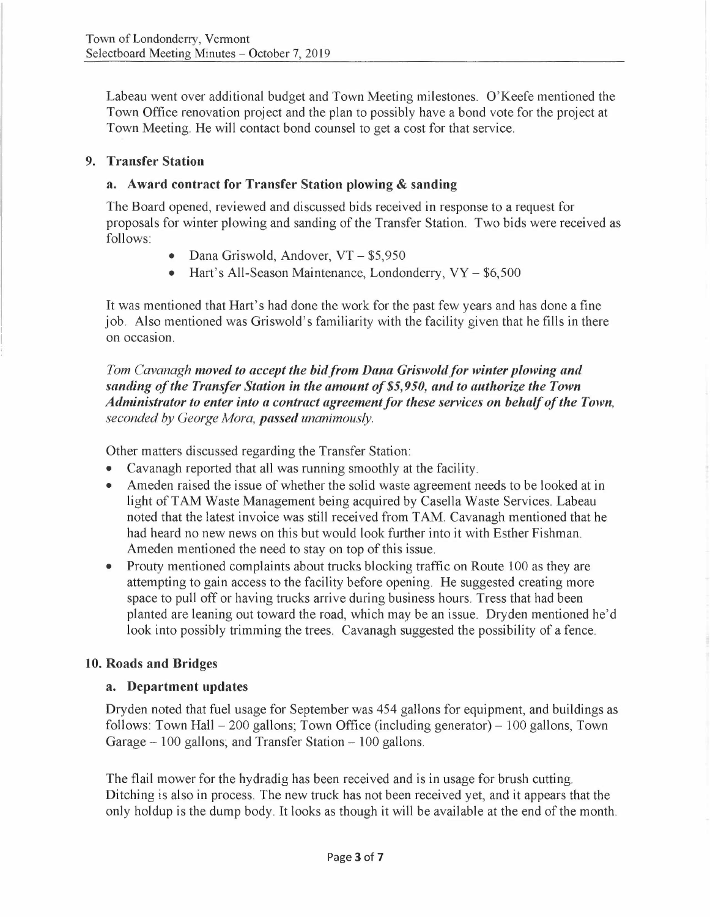Labeau went over additional budget and Town Meeting milestones. O'Keefe mentioned the Town Office renovation project and the plan to possibly have a bond vote for the project at Town Meeting. He will contact bond counsel to get a cost for that service.

## 9. Transfer Station

### a. Award contract for Transfer Station plowing & sanding

The Board opened, reviewed and discussed bids received in response to a request for proposals for winter plowing and sanding of the Transfer Station. Two bids were received as follows:

- Dana Griswold, Andover, VT – $5,950
- Hart's All-Season Maintenance, Londonderry, VY – $6,500

It was mentioned that Hart's had done the work for the past few years and has done a fine job. Also mentioned was Griswold's familiarity with the facility given that he fills in there on occasion.

*Tom Cavanagh **moved to accept the bid from Dana Griswold for winter plowing and sanding of the Transfer Station in the amount of $5,950, and to authorize the Town Administrator to enter into a contract agreement for these services on behalf of the Town,** seconded by George Mora, **passed** unanimously.*

Other matters discussed regarding the Transfer Station:

- Cavanagh reported that all was running smoothly at the facility.
- Ameden raised the issue of whether the solid waste agreement needs to be looked at in light of TAM Waste Management being acquired by Casella Waste Services. Labeau noted that the latest invoice was still received from TAM. Cavanagh mentioned that he had heard no new news on this but would look further into it with Esther Fishman. Ameden mentioned the need to stay on top of this issue.
- Prouty mentioned complaints about trucks blocking traffic on Route 100 as they are attempting to gain access to the facility before opening. He suggested creating more space to pull off or having trucks arrive during business hours. Tress that had been planted are leaning out toward the road, which may be an issue. Dryden mentioned he'd look into possibly trimming the trees. Cavanagh suggested the possibility of a fence.

## 10. Roads and Bridges

### a. Department updates

Dryden noted that fuel usage for September was 454 gallons for equipment, and buildings as follows: Town Hall – 200 gallons; Town Office (including generator) – 100 gallons, Town Garage – 100 gallons; and Transfer Station – 100 gallons.

The flail mower for the hydradig has been received and is in usage for brush cutting. Ditching is also in process. The new truck has not been received yet, and it appears that the only holdup is the dump body. It looks as though it will be available at the end of the month.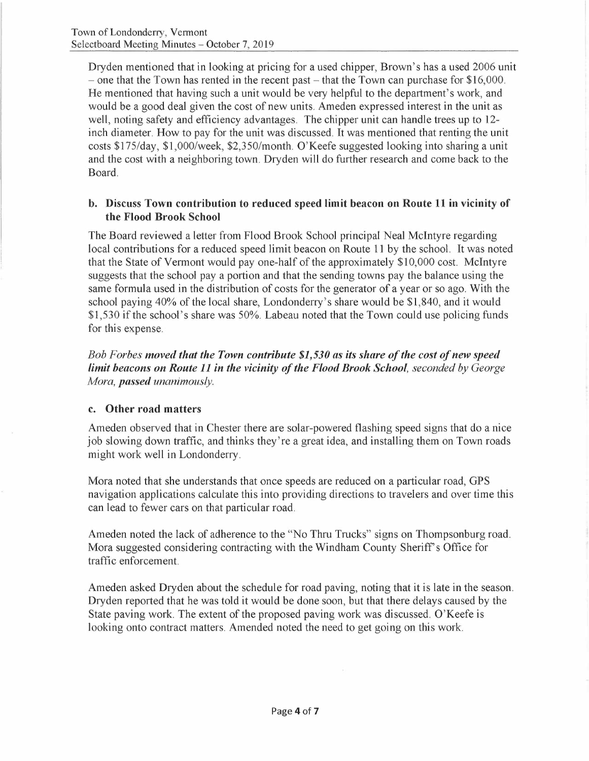Dryden mentioned that in looking at pricing for a used chipper, Brown's has a used 2006 unit – one that the Town has rented in the recent past – that the Town can purchase for $16,000. He mentioned that having such a unit would be very helpful to the department's work, and would be a good deal given the cost of new units. Ameden expressed interest in the unit as well, noting safety and efficiency advantages. The chipper unit can handle trees up to 12-inch diameter. How to pay for the unit was discussed. It was mentioned that renting the unit costs $175/day, $1,000/week, $2,350/month. O'Keefe suggested looking into sharing a unit and the cost with a neighboring town. Dryden will do further research and come back to the Board.

### b. Discuss Town contribution to reduced speed limit beacon on Route 11 in vicinity of the Flood Brook School

The Board reviewed a letter from Flood Brook School principal Neal McIntyre regarding local contributions for a reduced speed limit beacon on Route 11 by the school. It was noted that the State of Vermont would pay one-half of the approximately $10,000 cost. McIntyre suggests that the school pay a portion and that the sending towns pay the balance using the same formula used in the distribution of costs for the generator of a year or so ago. With the school paying 40% of the local share, Londonderry's share would be $1,840, and it would $1,530 if the school's share was 50%. Labeau noted that the Town could use policing funds for this expense.

*Bob Forbes **moved that the Town contribute $1,530 as its share of the cost of new speed limit beacons on Route 11 in the vicinity of the Flood Brook School**, seconded by George Mora, **passed** unanimously.*

### c. Other road matters

Ameden observed that in Chester there are solar-powered flashing speed signs that do a nice job slowing down traffic, and thinks they're a great idea, and installing them on Town roads might work well in Londonderry.

Mora noted that she understands that once speeds are reduced on a particular road, GPS navigation applications calculate this into providing directions to travelers and over time this can lead to fewer cars on that particular road.

Ameden noted the lack of adherence to the "No Thru Trucks" signs on Thompsonburg road. Mora suggested considering contracting with the Windham County Sheriff's Office for traffic enforcement.

Ameden asked Dryden about the schedule for road paving, noting that it is late in the season. Dryden reported that he was told it would be done soon, but that there delays caused by the State paving work. The extent of the proposed paving work was discussed. O'Keefe is looking onto contract matters. Amended noted the need to get going on this work.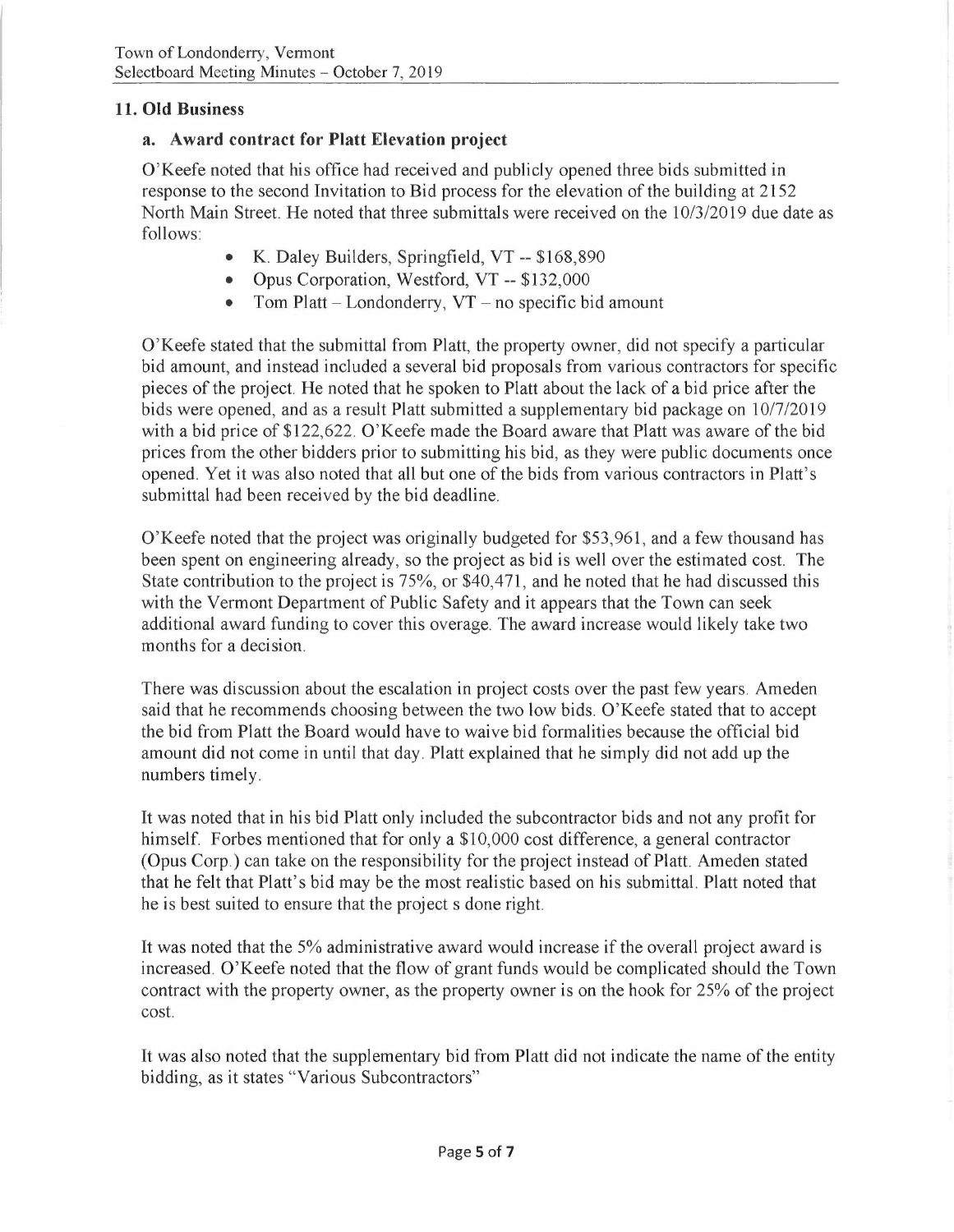## 11. Old Business

### a. Award contract for Platt Elevation project

O'Keefe noted that his office had received and publicly opened three bids submitted in response to the second Invitation to Bid process for the elevation of the building at 2152 North Main Street. He noted that three submittals were received on the 10/3/2019 due date as follows:

- K. Daley Builders, Springfield, VT -- $168,890
- Opus Corporation, Westford, VT -- $132,000
- Tom Platt – Londonderry, VT – no specific bid amount

O'Keefe stated that the submittal from Platt, the property owner, did not specify a particular bid amount, and instead included a several bid proposals from various contractors for specific pieces of the project. He noted that he spoken to Platt about the lack of a bid price after the bids were opened, and as a result Platt submitted a supplementary bid package on 10/7/2019 with a bid price of $122,622. O'Keefe made the Board aware that Platt was aware of the bid prices from the other bidders prior to submitting his bid, as they were public documents once opened. Yet it was also noted that all but one of the bids from various contractors in Platt's submittal had been received by the bid deadline.

O'Keefe noted that the project was originally budgeted for $53,961, and a few thousand has been spent on engineering already, so the project as bid is well over the estimated cost. The State contribution to the project is 75%, or $40,471, and he noted that he had discussed this with the Vermont Department of Public Safety and it appears that the Town can seek additional award funding to cover this overage. The award increase would likely take two months for a decision.

There was discussion about the escalation in project costs over the past few years. Ameden said that he recommends choosing between the two low bids. O'Keefe stated that to accept the bid from Platt the Board would have to waive bid formalities because the official bid amount did not come in until that day. Platt explained that he simply did not add up the numbers timely.

It was noted that in his bid Platt only included the subcontractor bids and not any profit for himself. Forbes mentioned that for only a $10,000 cost difference, a general contractor (Opus Corp.) can take on the responsibility for the project instead of Platt. Ameden stated that he felt that Platt's bid may be the most realistic based on his submittal. Platt noted that he is best suited to ensure that the project s done right.

It was noted that the 5% administrative award would increase if the overall project award is increased. O'Keefe noted that the flow of grant funds would be complicated should the Town contract with the property owner, as the property owner is on the hook for 25% of the project cost.

It was also noted that the supplementary bid from Platt did not indicate the name of the entity bidding, as it states "Various Subcontractors"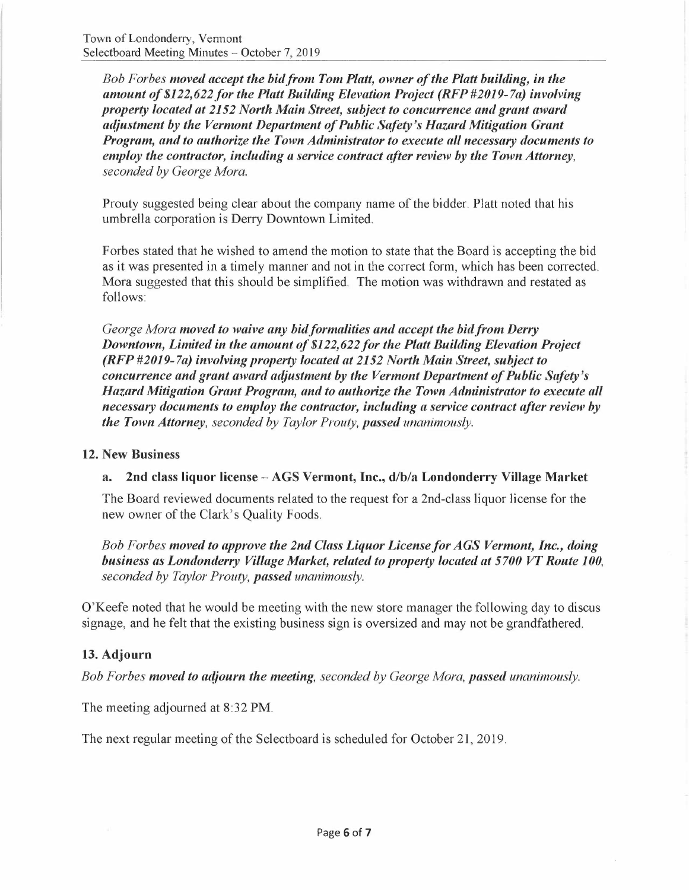*Bob Forbes* ***moved accept the bid from Tom Platt, owner of the Platt building, in the amount of $122,622 for the Platt Building Elevation Project (RFP #2019-7a) involving property located at 2152 North Main Street, subject to concurrence and grant award adjustment by the Vermont Department of Public Safety's Hazard Mitigation Grant Program, and to authorize the Town Administrator to execute all necessary documents to employ the contractor, including a service contract after review by the Town Attorney,*** *seconded by George Mora.*

Prouty suggested being clear about the company name of the bidder. Platt noted that his umbrella corporation is Derry Downtown Limited.

Forbes stated that he wished to amend the motion to state that the Board is accepting the bid as it was presented in a timely manner and not in the correct form, which has been corrected. Mora suggested that this should be simplified. The motion was withdrawn and restated as follows:

*George Mora* ***moved to waive any bid formalities and accept the bid from Derry Downtown, Limited in the amount of $122,622 for the Platt Building Elevation Project (RFP #2019-7a) involving property located at 2152 North Main Street, subject to concurrence and grant award adjustment by the Vermont Department of Public Safety's Hazard Mitigation Grant Program, and to authorize the Town Administrator to execute all necessary documents to employ the contractor, including a service contract after review by the Town Attorney,*** *seconded by Taylor Prouty,* ***passed*** *unanimously.*

## 12. New Business

### a. 2nd class liquor license – AGS Vermont, Inc., d/b/a Londonderry Village Market

The Board reviewed documents related to the request for a 2nd-class liquor license for the new owner of the Clark's Quality Foods.

*Bob Forbes* ***moved to approve the 2nd Class Liquor License for AGS Vermont, Inc., doing business as Londonderry Village Market, related to property located at 5700 VT Route 100,*** *seconded by Taylor Prouty,* ***passed*** *unanimously.*

O'Keefe noted that he would be meeting with the new store manager the following day to discus signage, and he felt that the existing business sign is oversized and may not be grandfathered.

## 13. Adjourn

*Bob Forbes* ***moved to adjourn the meeting,*** *seconded by George Mora,* ***passed*** *unanimously.*

The meeting adjourned at 8:32 PM.

The next regular meeting of the Selectboard is scheduled for October 21, 2019.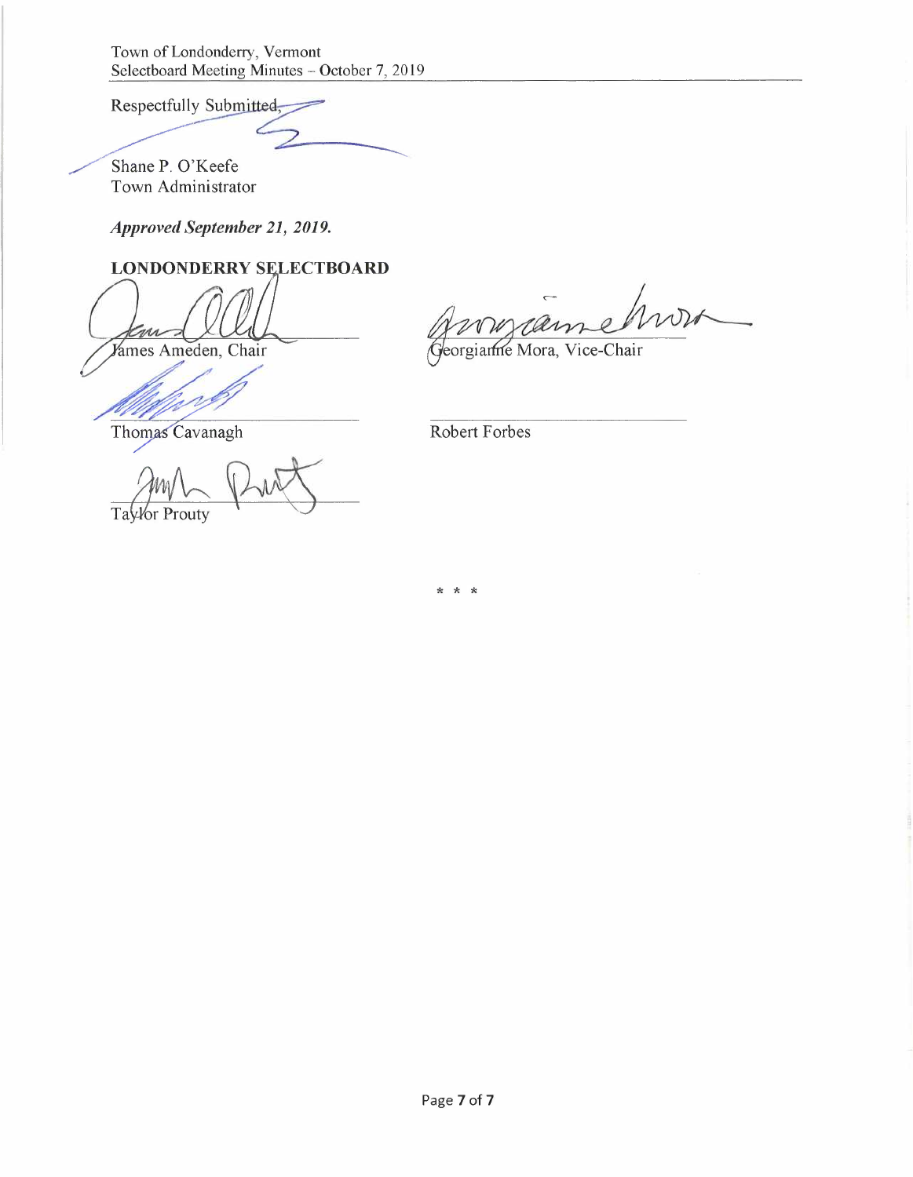Respectfully Submitted,

Shane P. O'Keefe
Town Administrator

***Approved September 21, 2019.***

**LONDONDERRY SELECTBOARD**

James Ameden, Chair

Georgianne Mora, Vice-Chair

Thomas Cavanagh

Robert Forbes

Taylor Prouty

\* \* \*